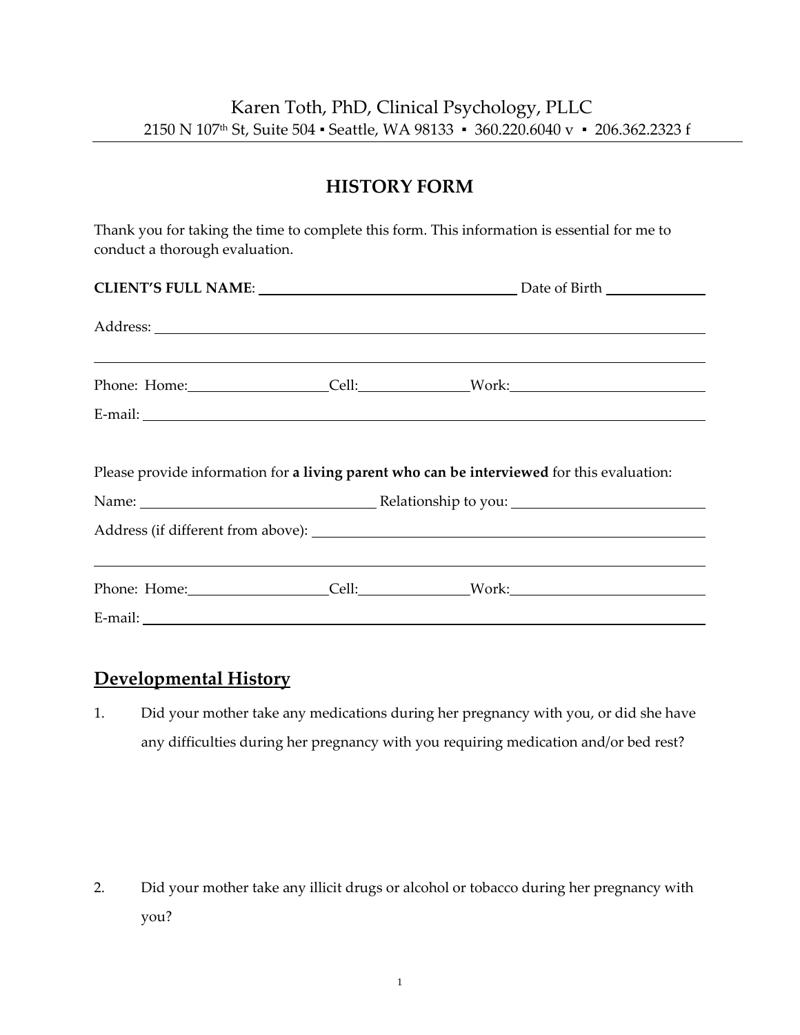Karen Toth, PhD, Clinical Psychology, PLLC

2150 N 107th St, Suite 504 ▪ Seattle, WA 98133 ▪ 360.220.6040 v ▪ 206.362.2323 f

# HISTORY FORM

Thank you for taking the time to complete this form. This information is essential for me to conduct a thorough evaluation.

**CLIENT'S FULL NAME**: ______________________________ Date of Birth ____________

Address: ____________________________________________________________

____________________________________________________________

Phone: Home: ________________ Cell: ______________ Work: ____________________

E-mail: ____________________________________________________________

Please provide information for **a living parent who can be interviewed** for this evaluation:

Name: ___________________________ Relationship to you: ______________________

Address (if different from above): _____________________________________________

____________________________________________________________

Phone: Home: ________________ Cell: ______________ Work: ____________________

E-mail: ____________________________________________________________

## Developmental History

1. Did your mother take any medications during her pregnancy with you, or did she have any difficulties during her pregnancy with you requiring medication and/or bed rest?

2. Did your mother take any illicit drugs or alcohol or tobacco during her pregnancy with you?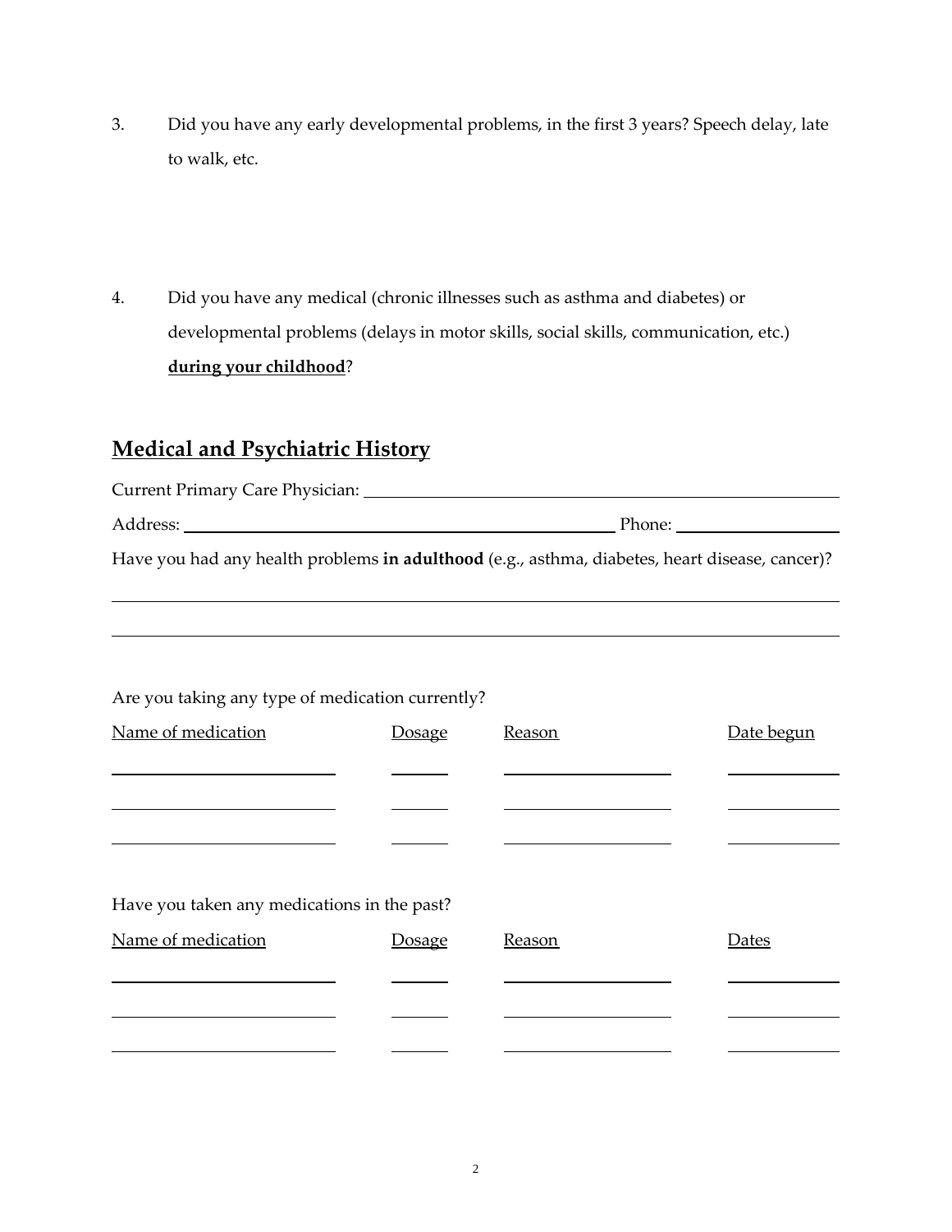3. Did you have any early developmental problems, in the first 3 years? Speech delay, late to walk, etc.

4. Did you have any medical (chronic illnesses such as asthma and diabetes) or developmental problems (delays in motor skills, social skills, communication, etc.) **during your childhood**?

## Medical and Psychiatric History

Current Primary Care Physician: ______________________________

Address: ______________________________ Phone: ______________

Have you had any health problems **in adulthood** (e.g., asthma, diabetes, heart disease, cancer)?

______________________________________________________________

______________________________________________________________

Are you taking any type of medication currently?

| Name of medication | Dosage | Reason | Date begun |
|---|---|---|---|
| | | | |
| | | | |
| | | | |

Have you taken any medications in the past?

| Name of medication | Dosage | Reason | Dates |
|---|---|---|---|
| | | | |
| | | | |
| | | | |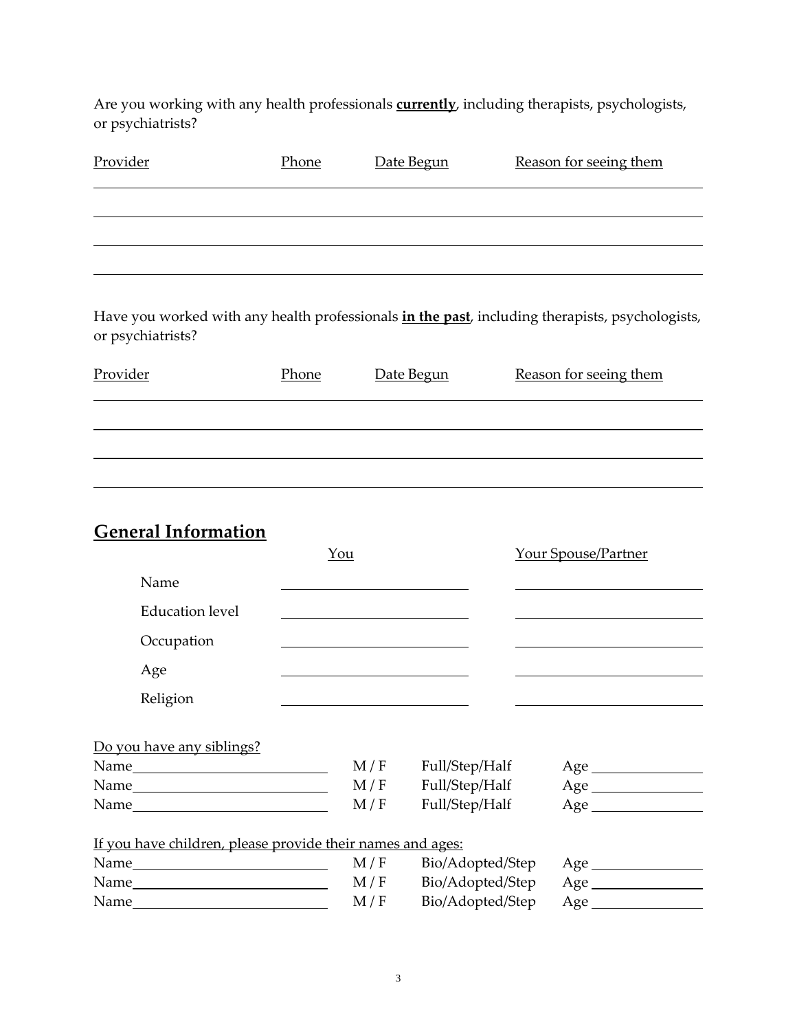Are you working with any health professionals **<u>currently</u>**, including therapists, psychologists, or psychiatrists?

| Provider | Phone | Date Begun | Reason for seeing them |
| --- | --- | --- | --- |
| | | | |
| | | | |
| | | | |

Have you worked with any health professionals **<u>in the past</u>**, including therapists, psychologists, or psychiatrists?

| Provider | Phone | Date Begun | Reason for seeing them |
| --- | --- | --- | --- |
| | | | |
| | | | |
| | | | |

## General Information

| | You | Your Spouse/Partner |
| --- | --- | --- |
| Name | | |
| Education level | | |
| Occupation | | |
| Age | | |
| Religion | | |

Do you have any siblings?

| Name | M / F | Full/Step/Half | Age |
| --- | --- | --- | --- |
| Name ______ | M / F | Full/Step/Half | Age ______ |
| Name ______ | M / F | Full/Step/Half | Age ______ |
| Name ______ | M / F | Full/Step/Half | Age ______ |

If you have children, please provide their names and ages:

| Name | M / F | Bio/Adopted/Step | Age |
| --- | --- | --- | --- |
| Name ______ | M / F | Bio/Adopted/Step | Age ______ |
| Name ______ | M / F | Bio/Adopted/Step | Age ______ |
| Name ______ | M / F | Bio/Adopted/Step | Age ______ |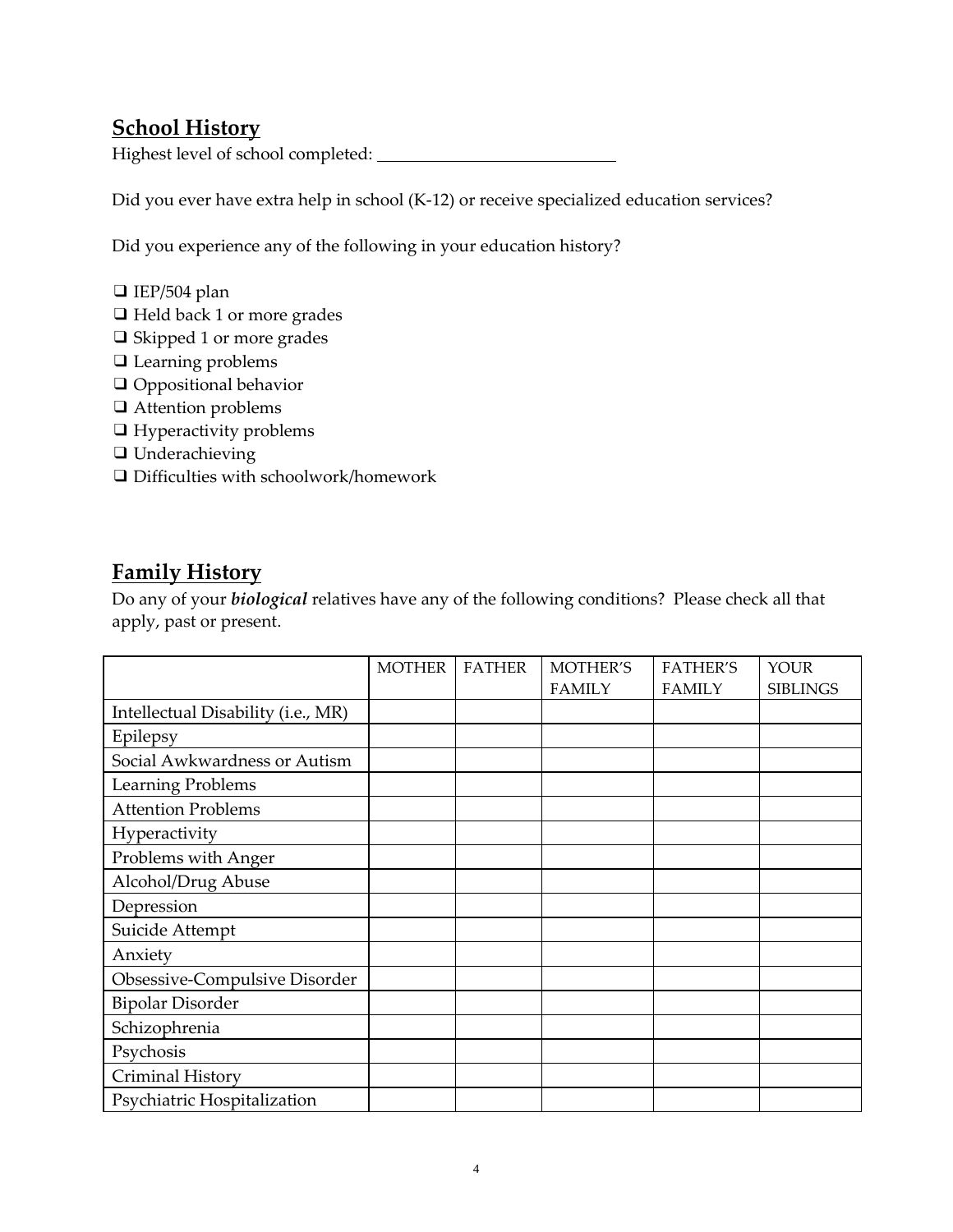## School History

Highest level of school completed: ____________________________

Did you ever have extra help in school (K-12) or receive specialized education services?

Did you experience any of the following in your education history?

- ❑ IEP/504 plan
- ❑ Held back 1 or more grades
- ❑ Skipped 1 or more grades
- ❑ Learning problems
- ❑ Oppositional behavior
- ❑ Attention problems
- ❑ Hyperactivity problems
- ❑ Underachieving
- ❑ Difficulties with schoolwork/homework

## Family History

Do any of your ***biological*** relatives have any of the following conditions? Please check all that apply, past or present.

| | MOTHER | FATHER | MOTHER'S FAMILY | FATHER'S FAMILY | YOUR SIBLINGS |
|---|---|---|---|---|---|
| Intellectual Disability (i.e., MR) | | | | | |
| Epilepsy | | | | | |
| Social Awkwardness or Autism | | | | | |
| Learning Problems | | | | | |
| Attention Problems | | | | | |
| Hyperactivity | | | | | |
| Problems with Anger | | | | | |
| Alcohol/Drug Abuse | | | | | |
| Depression | | | | | |
| Suicide Attempt | | | | | |
| Anxiety | | | | | |
| Obsessive-Compulsive Disorder | | | | | |
| Bipolar Disorder | | | | | |
| Schizophrenia | | | | | |
| Psychosis | | | | | |
| Criminal History | | | | | |
| Psychiatric Hospitalization | | | | | |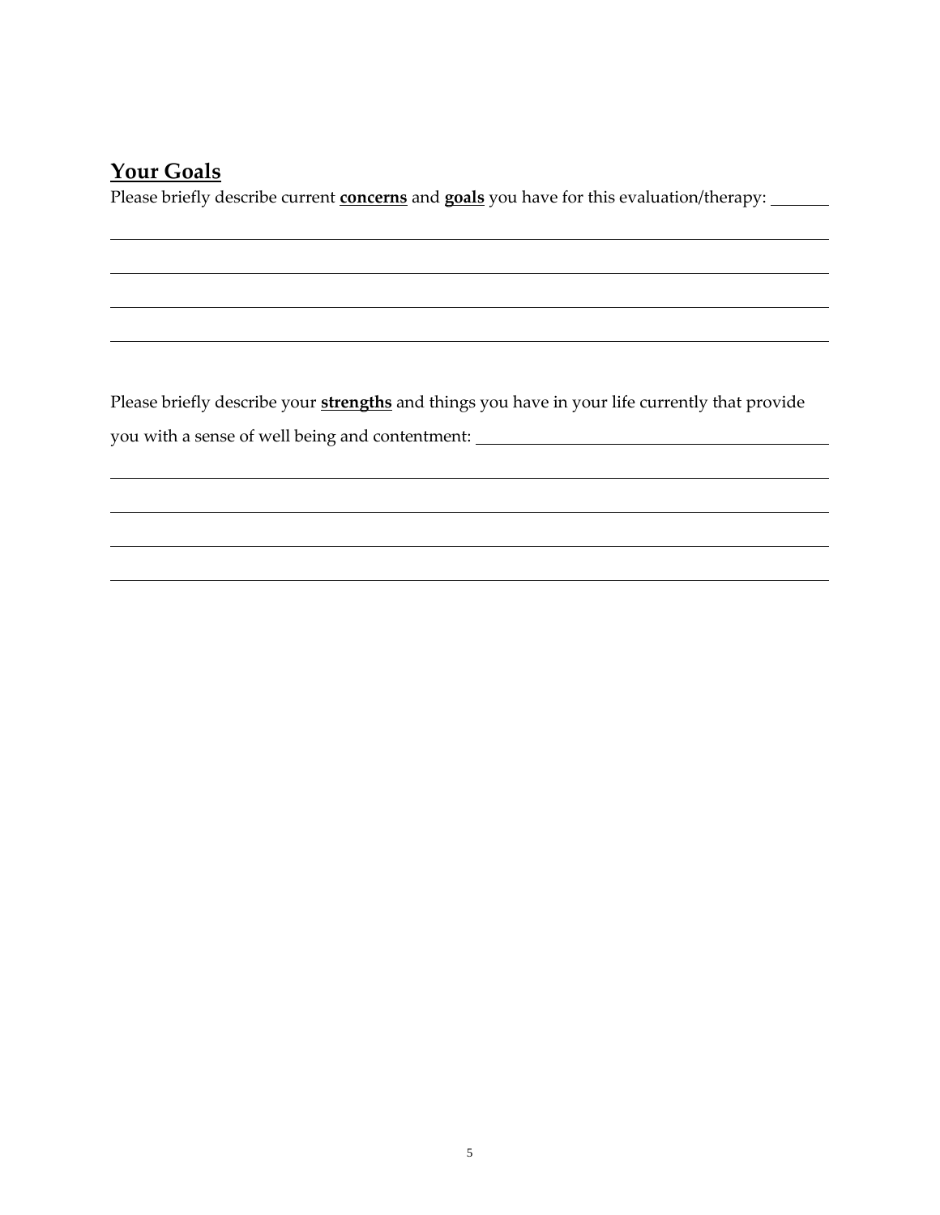## **Your Goals**

Please briefly describe current **concerns** and **goals** you have for this evaluation/therapy: \_\_\_\_\_\_\_

\_\_\_\_\_\_\_\_\_\_\_\_\_\_\_\_\_\_\_\_\_\_\_\_\_\_\_\_\_\_\_\_\_\_\_\_\_\_\_\_\_\_\_\_\_\_\_\_\_\_\_\_\_\_\_\_\_\_\_\_\_\_\_\_\_\_\_\_\_\_\_\_\_\_\_\_

\_\_\_\_\_\_\_\_\_\_\_\_\_\_\_\_\_\_\_\_\_\_\_\_\_\_\_\_\_\_\_\_\_\_\_\_\_\_\_\_\_\_\_\_\_\_\_\_\_\_\_\_\_\_\_\_\_\_\_\_\_\_\_\_\_\_\_\_\_\_\_\_\_\_\_\_

\_\_\_\_\_\_\_\_\_\_\_\_\_\_\_\_\_\_\_\_\_\_\_\_\_\_\_\_\_\_\_\_\_\_\_\_\_\_\_\_\_\_\_\_\_\_\_\_\_\_\_\_\_\_\_\_\_\_\_\_\_\_\_\_\_\_\_\_\_\_\_\_\_\_\_\_

\_\_\_\_\_\_\_\_\_\_\_\_\_\_\_\_\_\_\_\_\_\_\_\_\_\_\_\_\_\_\_\_\_\_\_\_\_\_\_\_\_\_\_\_\_\_\_\_\_\_\_\_\_\_\_\_\_\_\_\_\_\_\_\_\_\_\_\_\_\_\_\_\_\_\_\_

Please briefly describe your **strengths** and things you have in your life currently that provide you with a sense of well being and contentment: \_\_\_\_\_\_\_\_\_\_\_\_\_\_\_\_\_\_\_\_\_\_\_\_\_\_\_\_\_\_\_\_\_\_\_\_

\_\_\_\_\_\_\_\_\_\_\_\_\_\_\_\_\_\_\_\_\_\_\_\_\_\_\_\_\_\_\_\_\_\_\_\_\_\_\_\_\_\_\_\_\_\_\_\_\_\_\_\_\_\_\_\_\_\_\_\_\_\_\_\_\_\_\_\_\_\_\_\_\_\_\_\_

\_\_\_\_\_\_\_\_\_\_\_\_\_\_\_\_\_\_\_\_\_\_\_\_\_\_\_\_\_\_\_\_\_\_\_\_\_\_\_\_\_\_\_\_\_\_\_\_\_\_\_\_\_\_\_\_\_\_\_\_\_\_\_\_\_\_\_\_\_\_\_\_\_\_\_\_

\_\_\_\_\_\_\_\_\_\_\_\_\_\_\_\_\_\_\_\_\_\_\_\_\_\_\_\_\_\_\_\_\_\_\_\_\_\_\_\_\_\_\_\_\_\_\_\_\_\_\_\_\_\_\_\_\_\_\_\_\_\_\_\_\_\_\_\_\_\_\_\_\_\_\_\_

\_\_\_\_\_\_\_\_\_\_\_\_\_\_\_\_\_\_\_\_\_\_\_\_\_\_\_\_\_\_\_\_\_\_\_\_\_\_\_\_\_\_\_\_\_\_\_\_\_\_\_\_\_\_\_\_\_\_\_\_\_\_\_\_\_\_\_\_\_\_\_\_\_\_\_\_